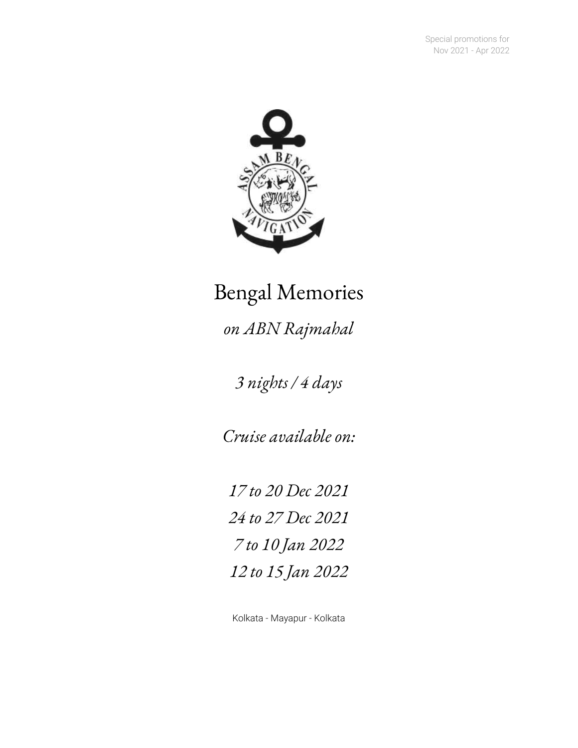Special promotions for
Nov 2021 - Apr 2022

# Bengal Memories

*on ABN Rajmahal*

*3 nights / 4 days*

*Cruise available on:*

*17 to 20 Dec 2021*
*24 to 27 Dec 2021*
*7 to 10 Jan 2022*
*12 to 15 Jan 2022*

Kolkata - Mayapur - Kolkata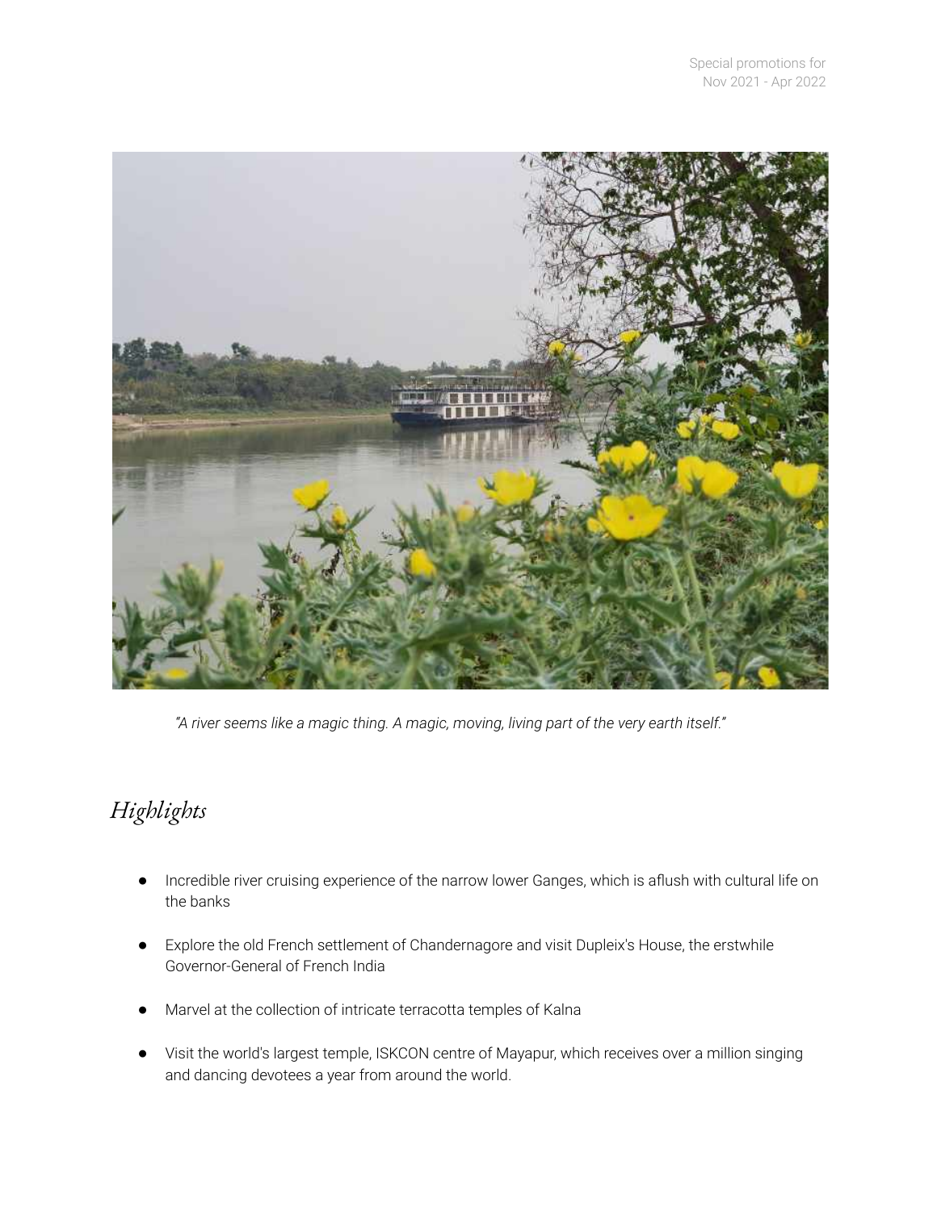Special promotions for Nov 2021 - Apr 2022

*"A river seems like a magic thing. A magic, moving, living part of the very earth itself."*

## *Highlights*

- Incredible river cruising experience of the narrow lower Ganges, which is aflush with cultural life on the banks
- Explore the old French settlement of Chandernagore and visit Dupleix's House, the erstwhile Governor-General of French India
- Marvel at the collection of intricate terracotta temples of Kalna
- Visit the world's largest temple, ISKCON centre of Mayapur, which receives over a million singing and dancing devotees a year from around the world.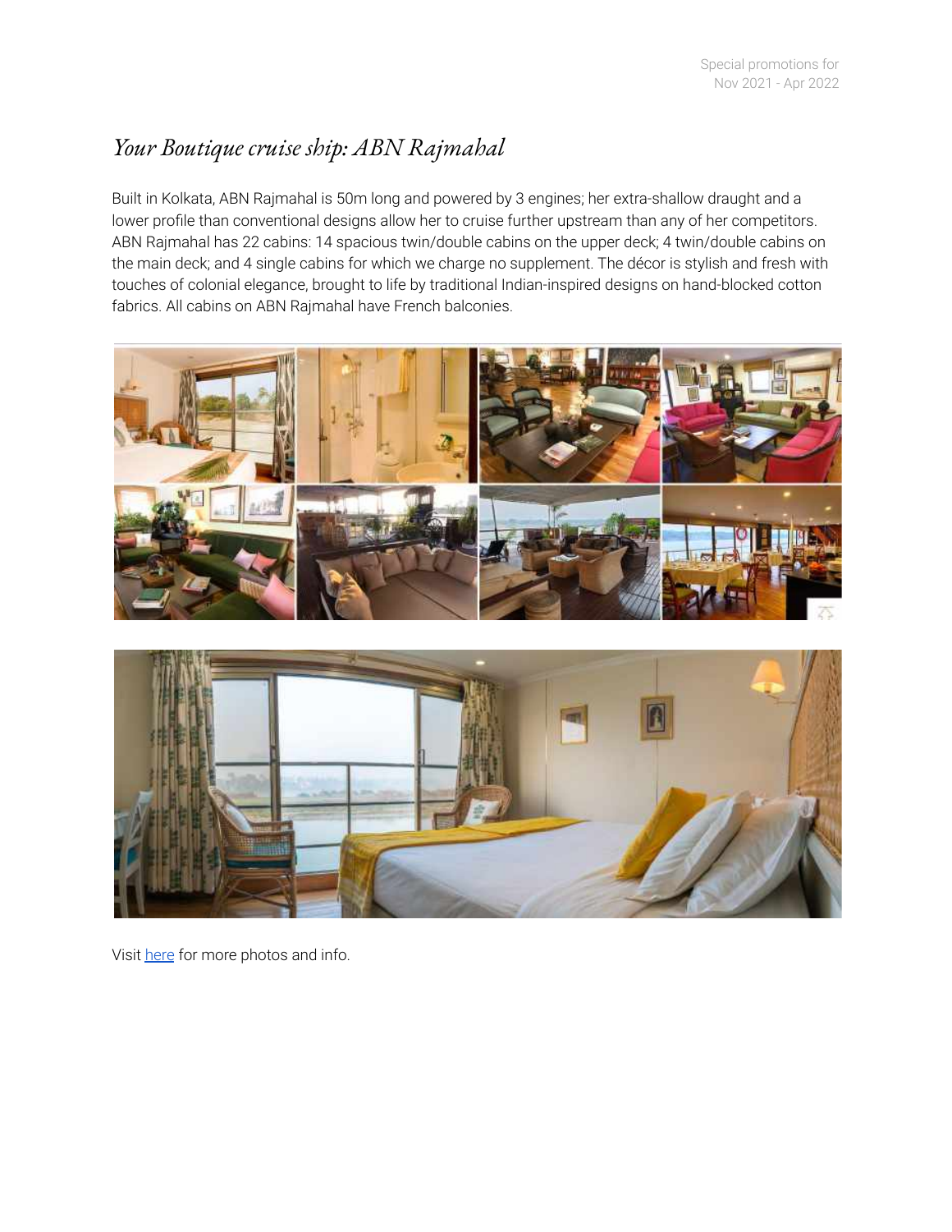# *Your Boutique cruise ship: ABN Rajmahal*

Built in Kolkata, ABN Rajmahal is 50m long and powered by 3 engines; her extra-shallow draught and a lower profile than conventional designs allow her to cruise further upstream than any of her competitors. ABN Rajmahal has 22 cabins: 14 spacious twin/double cabins on the upper deck; 4 twin/double cabins on the main deck; and 4 single cabins for which we charge no supplement. The décor is stylish and fresh with touches of colonial elegance, brought to life by traditional Indian-inspired designs on hand-blocked cotton fabrics. All cabins on ABN Rajmahal have French balconies.

Visit here for more photos and info.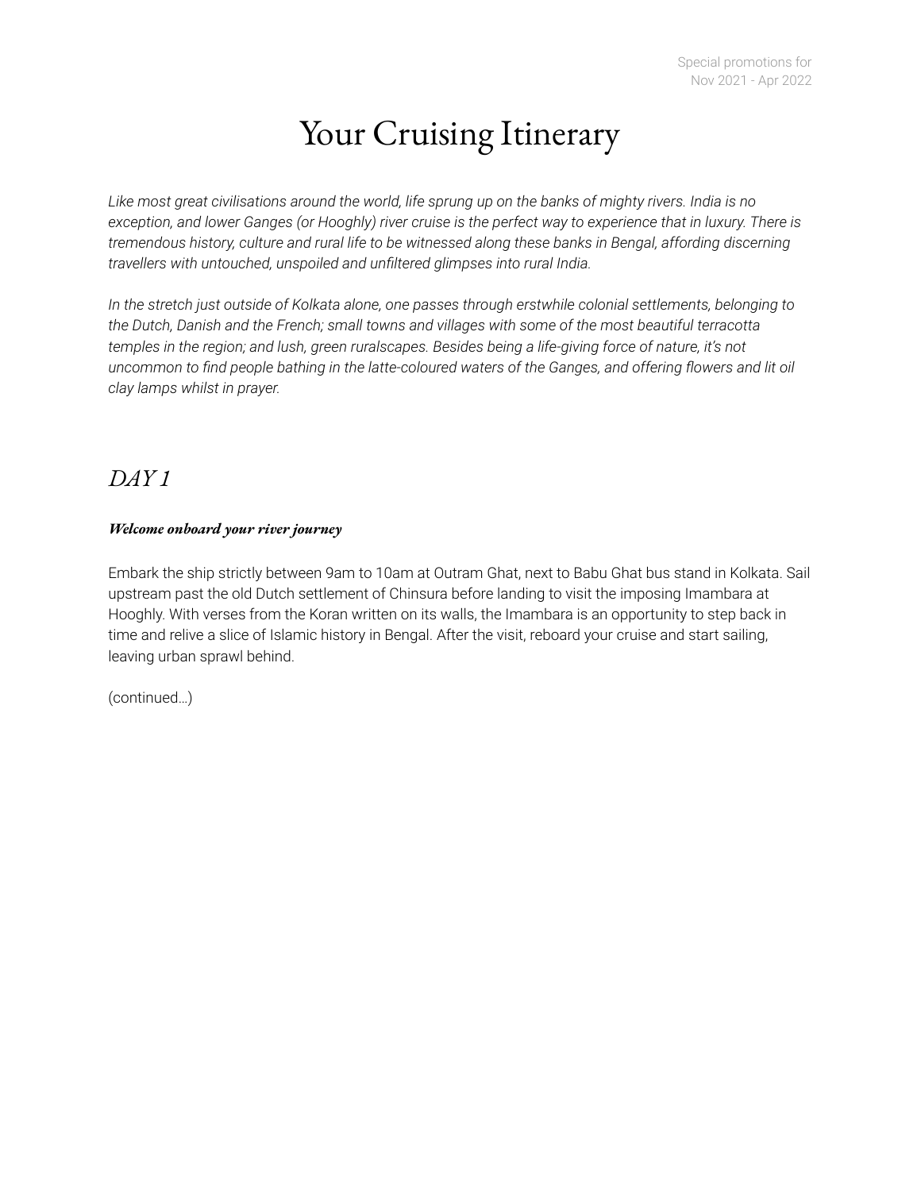Special promotions for
Nov 2021 - Apr 2022

# Your Cruising Itinerary

*Like most great civilisations around the world, life sprung up on the banks of mighty rivers. India is no exception, and lower Ganges (or Hooghly) river cruise is the perfect way to experience that in luxury. There is tremendous history, culture and rural life to be witnessed along these banks in Bengal, affording discerning travellers with untouched, unspoiled and unfiltered glimpses into rural India.*

*In the stretch just outside of Kolkata alone, one passes through erstwhile colonial settlements, belonging to the Dutch, Danish and the French; small towns and villages with some of the most beautiful terracotta temples in the region; and lush, green ruralscapes. Besides being a life-giving force of nature, it's not uncommon to find people bathing in the latte-coloured waters of the Ganges, and offering flowers and lit oil clay lamps whilst in prayer.*

## *DAY 1*

***Welcome onboard your river journey***

Embark the ship strictly between 9am to 10am at Outram Ghat, next to Babu Ghat bus stand in Kolkata. Sail upstream past the old Dutch settlement of Chinsura before landing to visit the imposing Imambara at Hooghly. With verses from the Koran written on its walls, the Imambara is an opportunity to step back in time and relive a slice of Islamic history in Bengal. After the visit, reboard your cruise and start sailing, leaving urban sprawl behind.

(continued…)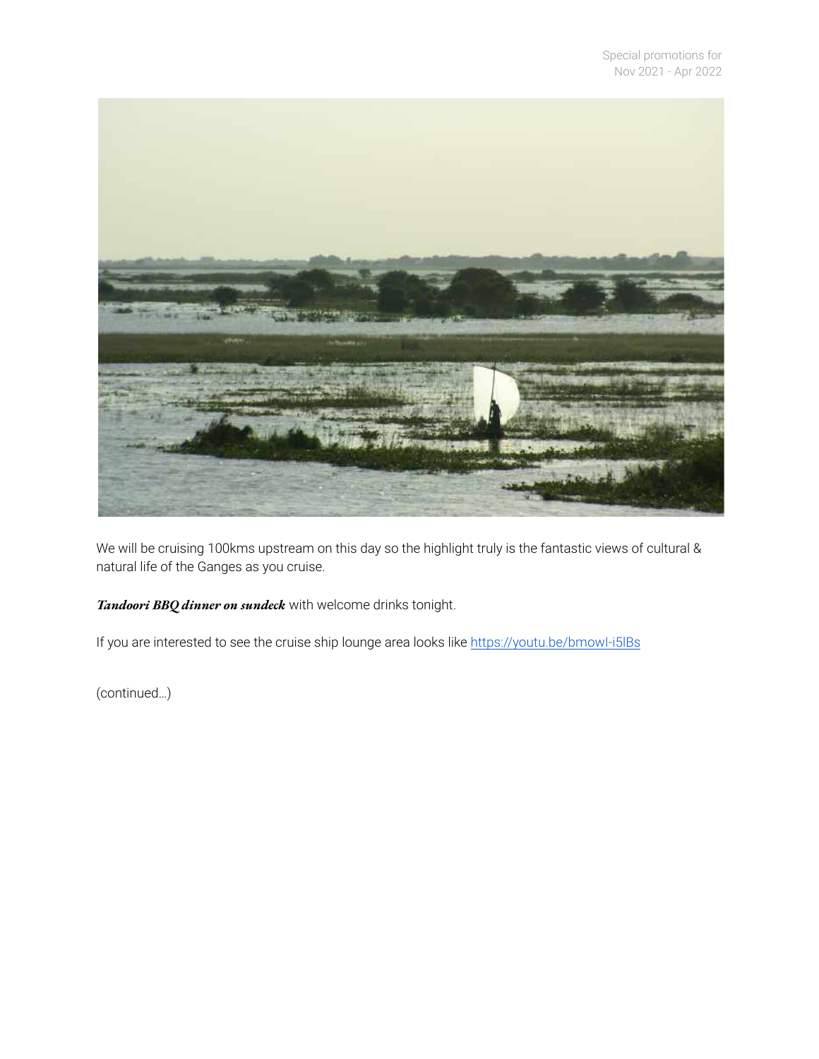We will be cruising 100kms upstream on this day so the highlight truly is the fantastic views of cultural & natural life of the Ganges as you cruise.

***Tandoori BBQ dinner on sundeck*** with welcome drinks tonight.

If you are interested to see the cruise ship lounge area looks like https://youtu.be/bmowI-i5lBs

(continued…)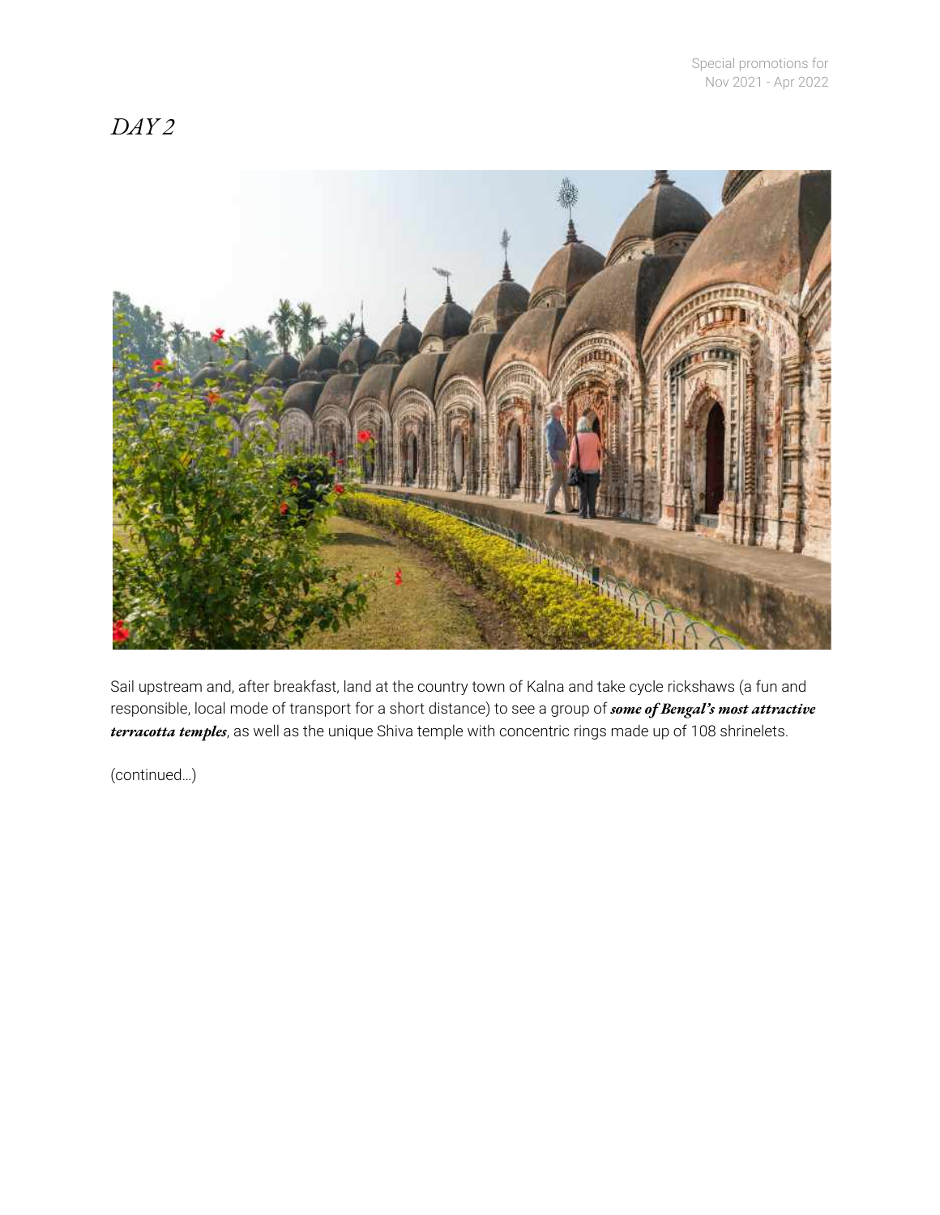# *DAY 2*

Sail upstream and, after breakfast, land at the country town of Kalna and take cycle rickshaws (a fun and responsible, local mode of transport for a short distance) to see a group of ***some of Bengal's most attractive terracotta temples***, as well as the unique Shiva temple with concentric rings made up of 108 shrinelets.

(continued…)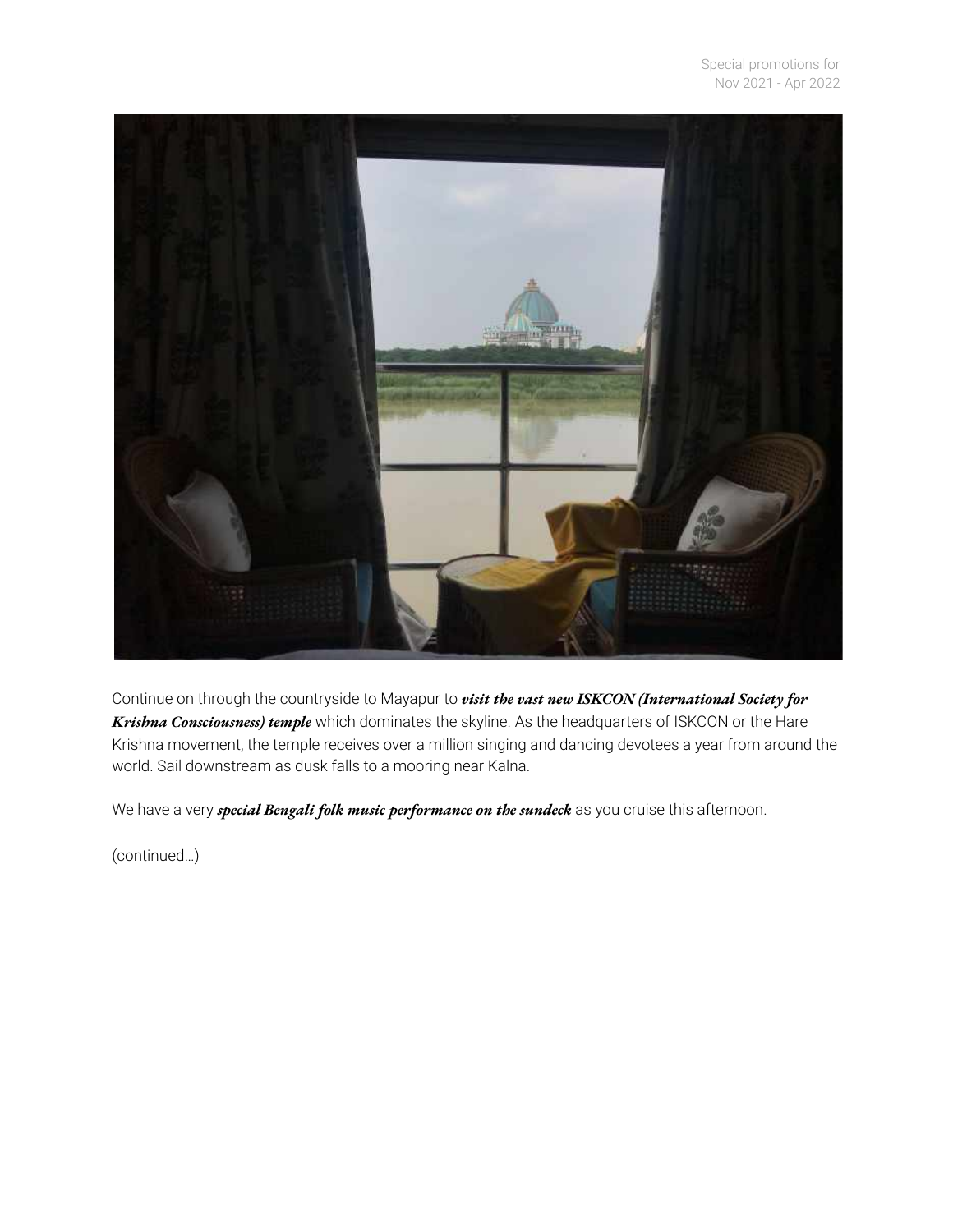Continue on through the countryside to Mayapur to ***visit the vast new ISKCON (International Society for Krishna Consciousness) temple*** which dominates the skyline. As the headquarters of ISKCON or the Hare Krishna movement, the temple receives over a million singing and dancing devotees a year from around the world. Sail downstream as dusk falls to a mooring near Kalna.

We have a very ***special Bengali folk music performance on the sundeck*** as you cruise this afternoon.

(continued…)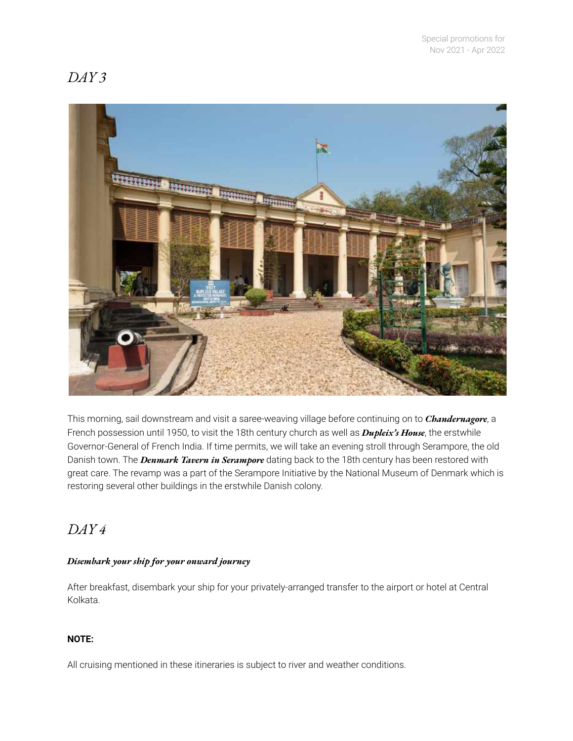## *DAY 3*

This morning, sail downstream and visit a saree-weaving village before continuing on to ***Chandernagore***, a French possession until 1950, to visit the 18th century church as well as ***Dupleix's House***, the erstwhile Governor-General of French India. If time permits, we will take an evening stroll through Serampore, the old Danish town. The ***Denmark Tavern in Serampore*** dating back to the 18th century has been restored with great care. The revamp was a part of the Serampore Initiative by the National Museum of Denmark which is restoring several other buildings in the erstwhile Danish colony.

## *DAY 4*

***Disembark your ship for your onward journey***

After breakfast, disembark your ship for your privately-arranged transfer to the airport or hotel at Central Kolkata.

**NOTE:**

All cruising mentioned in these itineraries is subject to river and weather conditions.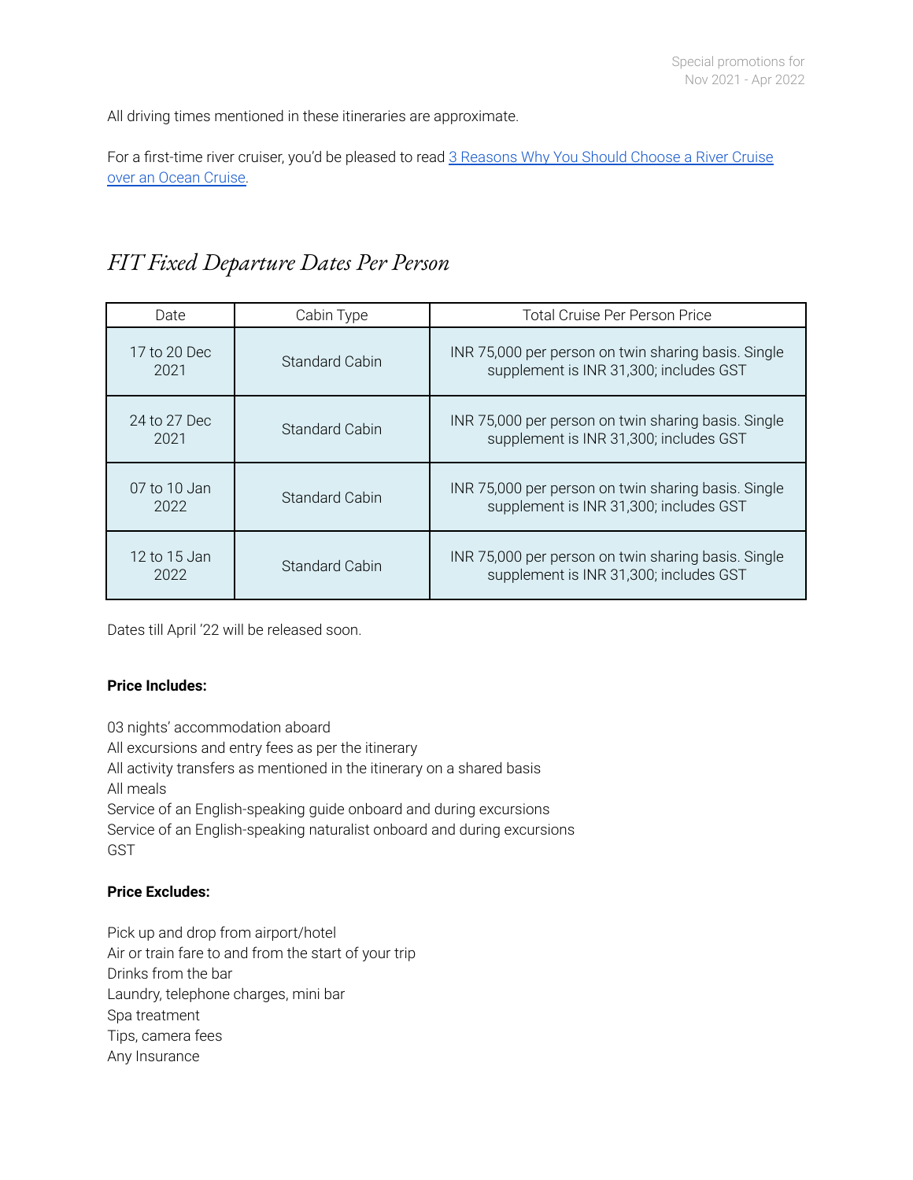All driving times mentioned in these itineraries are approximate.

For a first-time river cruiser, you'd be pleased to read [3 Reasons Why You Should Choose a River Cruise over an Ocean Cruise](#).

## *FIT Fixed Departure Dates Per Person*

| Date | Cabin Type | Total Cruise Per Person Price |
|---|---|---|
| 17 to 20 Dec 2021 | Standard Cabin | INR 75,000 per person on twin sharing basis. Single supplement is INR 31,300; includes GST |
| 24 to 27 Dec 2021 | Standard Cabin | INR 75,000 per person on twin sharing basis. Single supplement is INR 31,300; includes GST |
| 07 to 10 Jan 2022 | Standard Cabin | INR 75,000 per person on twin sharing basis. Single supplement is INR 31,300; includes GST |
| 12 to 15 Jan 2022 | Standard Cabin | INR 75,000 per person on twin sharing basis. Single supplement is INR 31,300; includes GST |

Dates till April '22 will be released soon.

**Price Includes:**

03 nights' accommodation aboard
All excursions and entry fees as per the itinerary
All activity transfers as mentioned in the itinerary on a shared basis
All meals
Service of an English-speaking guide onboard and during excursions
Service of an English-speaking naturalist onboard and during excursions
GST

**Price Excludes:**

Pick up and drop from airport/hotel
Air or train fare to and from the start of your trip
Drinks from the bar
Laundry, telephone charges, mini bar
Spa treatment
Tips, camera fees
Any Insurance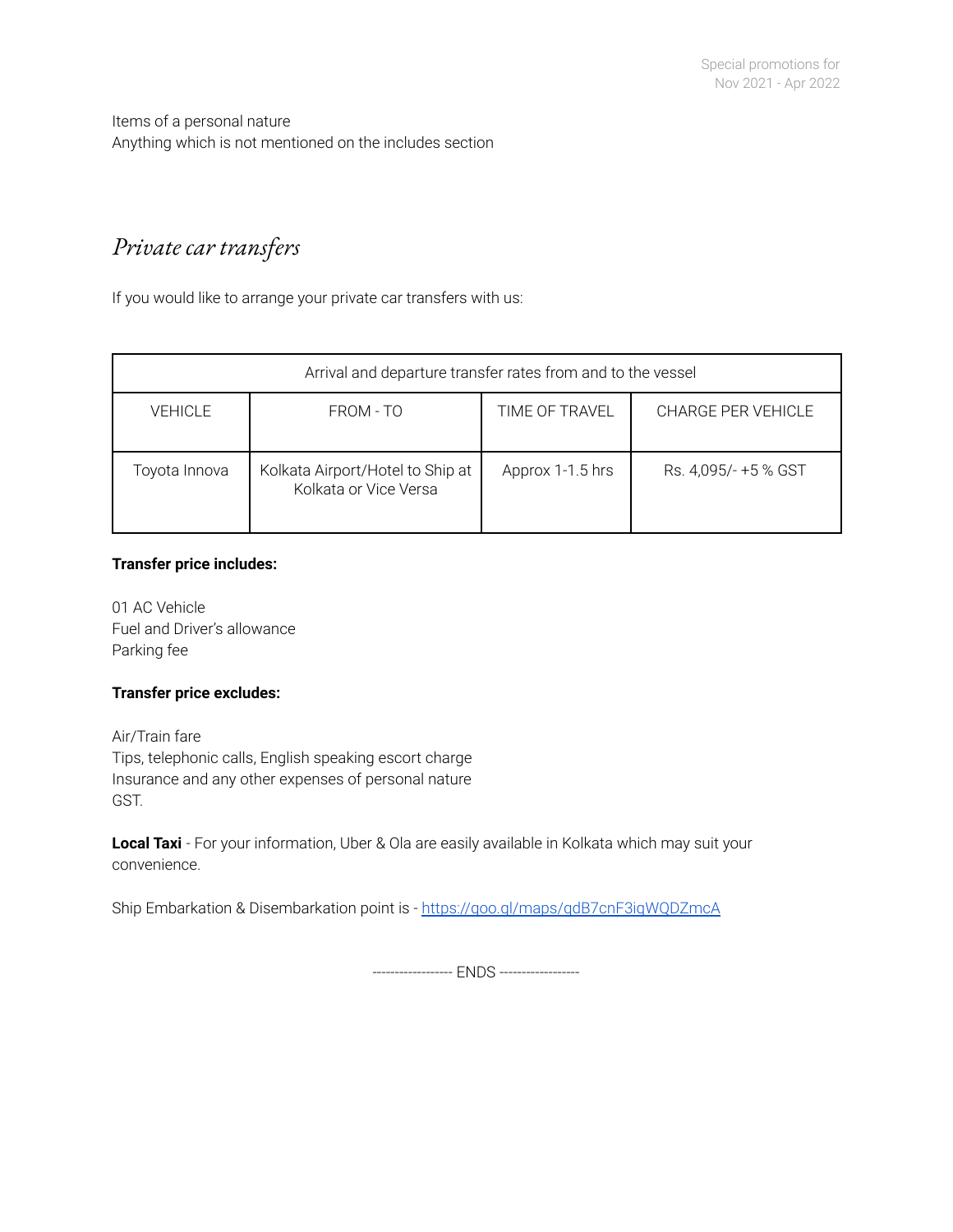Items of a personal nature
Anything which is not mentioned on the includes section

## *Private car transfers*

If you would like to arrange your private car transfers with us:

| Arrival and departure transfer rates from and to the vessel | | | |
|---|---|---|---|
| VEHICLE | FROM - TO | TIME OF TRAVEL | CHARGE PER VEHICLE |
| Toyota Innova | Kolkata Airport/Hotel to Ship at Kolkata or Vice Versa | Approx 1-1.5 hrs | Rs. 4,095/- +5 % GST |

**Transfer price includes:**

01 AC Vehicle
Fuel and Driver's allowance
Parking fee

**Transfer price excludes:**

Air/Train fare
Tips, telephonic calls, English speaking escort charge
Insurance and any other expenses of personal nature
GST.

**Local Taxi** - For your information, Uber & Ola are easily available in Kolkata which may suit your convenience.

Ship Embarkation & Disembarkation point is - https://goo.gl/maps/gdB7cnF3iqWQDZmcA

------------------ ENDS ------------------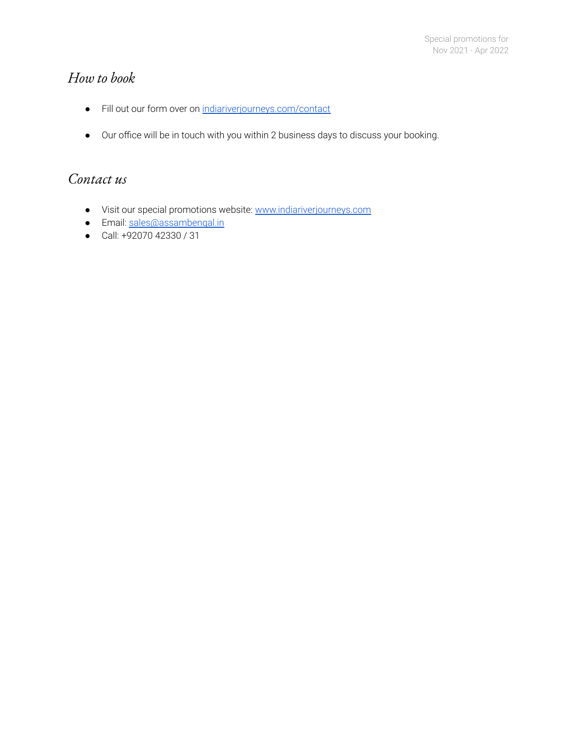## *How to book*

- Fill out our form over on [indiariverjourneys.com/contact](indiariverjourneys.com/contact)

- Our office will be in touch with you within 2 business days to discuss your booking.

## *Contact us*

- Visit our special promotions website: [www.indiariverjourneys.com](www.indiariverjourneys.com)
- Email: [sales@assambengal.in](mailto:sales@assambengal.in)
- Call: +92070 42330 / 31